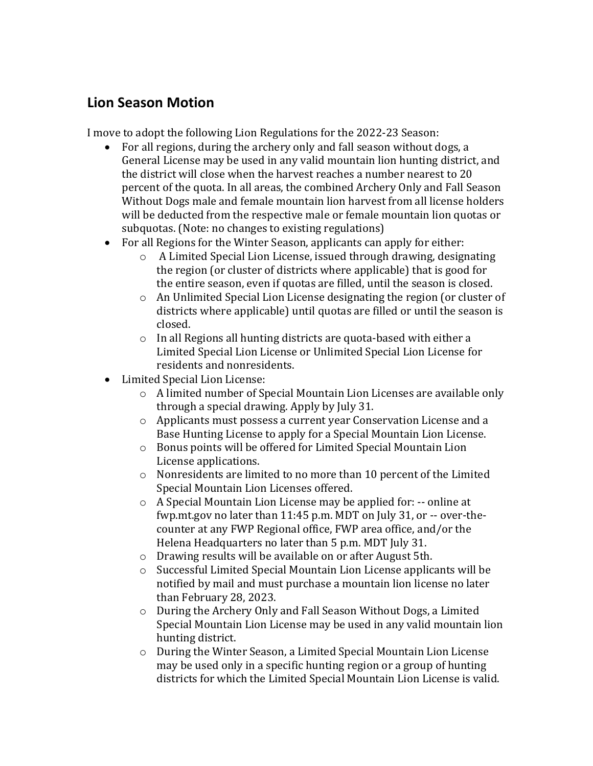## Lion Season Motion

I move to adopt the following Lion Regulations for the 2022-23 Season:

- For all regions, during the archery only and fall season without dogs, a General License may be used in any valid mountain lion hunting district, and the district will close when the harvest reaches a number nearest to 20 percent of the quota. In all areas, the combined Archery Only and Fall Season Without Dogs male and female mountain lion harvest from all license holders will be deducted from the respective male or female mountain lion quotas or subquotas. (Note: no changes to existing regulations)
- For all Regions for the Winter Season, applicants can apply for either:
  - A Limited Special Lion License, issued through drawing, designating the region (or cluster of districts where applicable) that is good for the entire season, even if quotas are filled, until the season is closed.
  - An Unlimited Special Lion License designating the region (or cluster of districts where applicable) until quotas are filled or until the season is closed.
  - In all Regions all hunting districts are quota-based with either a Limited Special Lion License or Unlimited Special Lion License for residents and nonresidents.
- Limited Special Lion License:
  - A limited number of Special Mountain Lion Licenses are available only through a special drawing. Apply by July 31.
  - Applicants must possess a current year Conservation License and a Base Hunting License to apply for a Special Mountain Lion License.
  - Bonus points will be offered for Limited Special Mountain Lion License applications.
  - Nonresidents are limited to no more than 10 percent of the Limited Special Mountain Lion Licenses offered.
  - A Special Mountain Lion License may be applied for: -- online at fwp.mt.gov no later than 11:45 p.m. MDT on July 31, or -- over-the-counter at any FWP Regional office, FWP area office, and/or the Helena Headquarters no later than 5 p.m. MDT July 31.
  - Drawing results will be available on or after August 5th.
  - Successful Limited Special Mountain Lion License applicants will be notified by mail and must purchase a mountain lion license no later than February 28, 2023.
  - During the Archery Only and Fall Season Without Dogs, a Limited Special Mountain Lion License may be used in any valid mountain lion hunting district.
  - During the Winter Season, a Limited Special Mountain Lion License may be used only in a specific hunting region or a group of hunting districts for which the Limited Special Mountain Lion License is valid.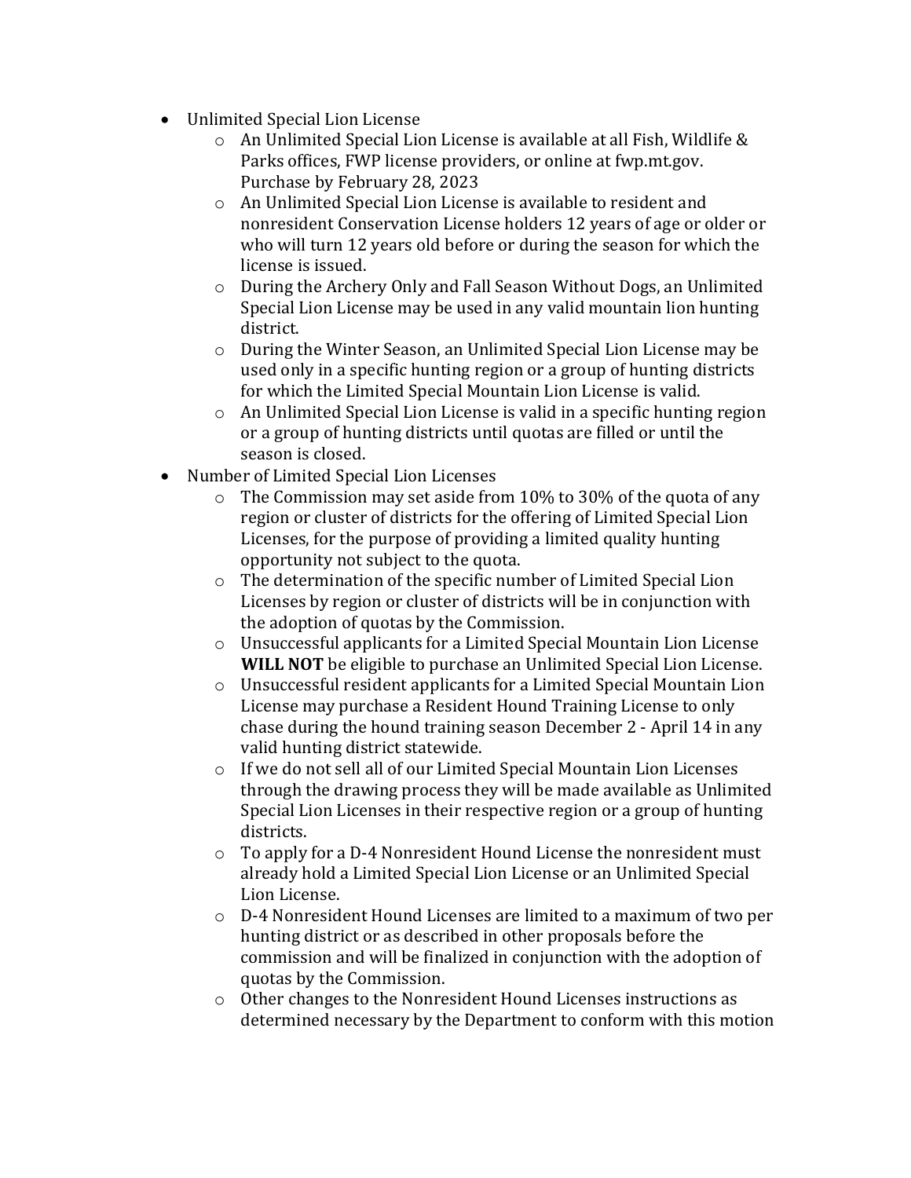- Unlimited Special Lion License
  - An Unlimited Special Lion License is available at all Fish, Wildlife & Parks offices, FWP license providers, or online at fwp.mt.gov. Purchase by February 28, 2023
  - An Unlimited Special Lion License is available to resident and nonresident Conservation License holders 12 years of age or older or who will turn 12 years old before or during the season for which the license is issued.
  - During the Archery Only and Fall Season Without Dogs, an Unlimited Special Lion License may be used in any valid mountain lion hunting district.
  - During the Winter Season, an Unlimited Special Lion License may be used only in a specific hunting region or a group of hunting districts for which the Limited Special Mountain Lion License is valid.
  - An Unlimited Special Lion License is valid in a specific hunting region or a group of hunting districts until quotas are filled or until the season is closed.
- Number of Limited Special Lion Licenses
  - The Commission may set aside from 10% to 30% of the quota of any region or cluster of districts for the offering of Limited Special Lion Licenses, for the purpose of providing a limited quality hunting opportunity not subject to the quota.
  - The determination of the specific number of Limited Special Lion Licenses by region or cluster of districts will be in conjunction with the adoption of quotas by the Commission.
  - Unsuccessful applicants for a Limited Special Mountain Lion License **WILL NOT** be eligible to purchase an Unlimited Special Lion License.
  - Unsuccessful resident applicants for a Limited Special Mountain Lion License may purchase a Resident Hound Training License to only chase during the hound training season December 2 - April 14 in any valid hunting district statewide.
  - If we do not sell all of our Limited Special Mountain Lion Licenses through the drawing process they will be made available as Unlimited Special Lion Licenses in their respective region or a group of hunting districts.
  - To apply for a D-4 Nonresident Hound License the nonresident must already hold a Limited Special Lion License or an Unlimited Special Lion License.
  - D-4 Nonresident Hound Licenses are limited to a maximum of two per hunting district or as described in other proposals before the commission and will be finalized in conjunction with the adoption of quotas by the Commission.
  - Other changes to the Nonresident Hound Licenses instructions as determined necessary by the Department to conform with this motion